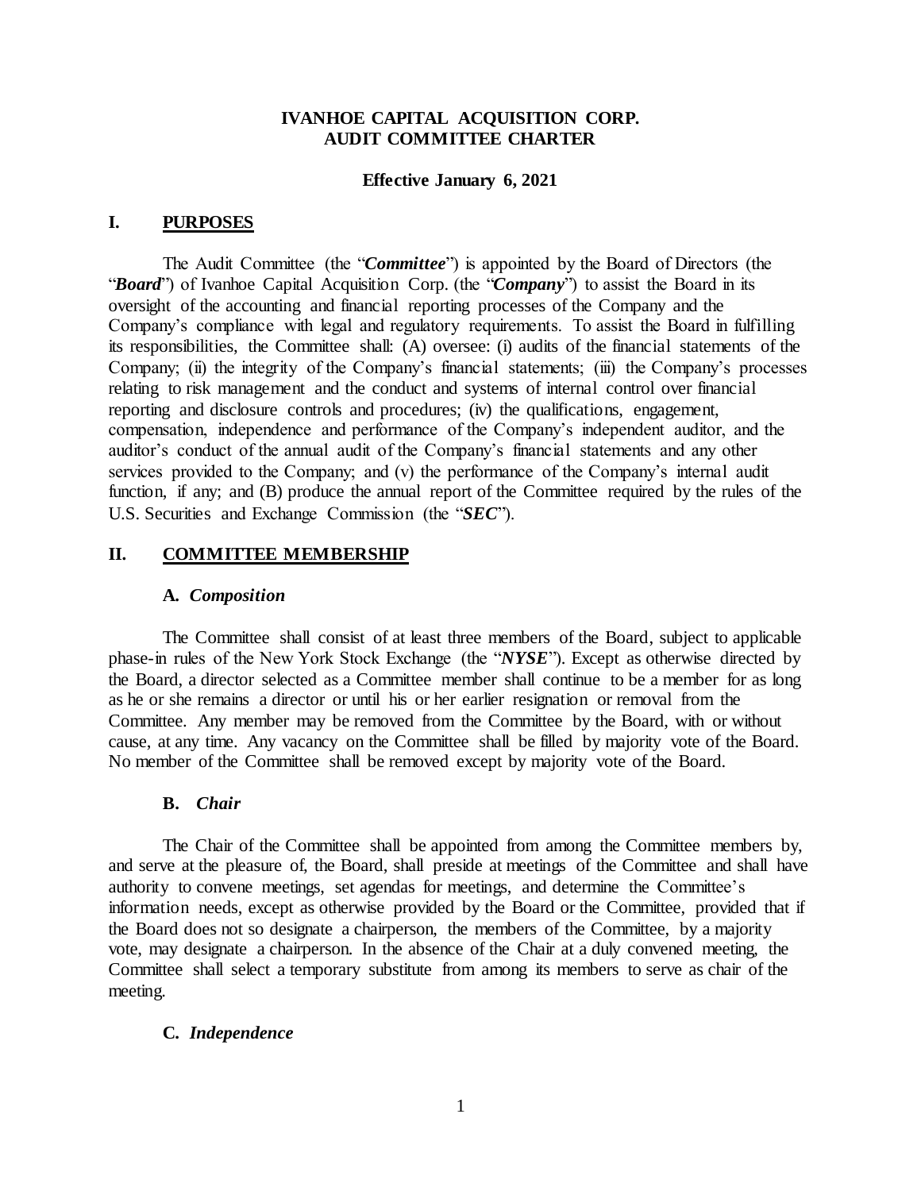# IVANHOE CAPITAL ACQUISITION CORP.
# AUDIT COMMITTEE CHARTER

**Effective January 6, 2021**

## I. PURPOSES

The Audit Committee (the "***Committee***") is appointed by the Board of Directors (the "***Board***") of Ivanhoe Capital Acquisition Corp. (the "***Company***") to assist the Board in its oversight of the accounting and financial reporting processes of the Company and the Company's compliance with legal and regulatory requirements. To assist the Board in fulfilling its responsibilities, the Committee shall: (A) oversee: (i) audits of the financial statements of the Company; (ii) the integrity of the Company's financial statements; (iii) the Company's processes relating to risk management and the conduct and systems of internal control over financial reporting and disclosure controls and procedures; (iv) the qualifications, engagement, compensation, independence and performance of the Company's independent auditor, and the auditor's conduct of the annual audit of the Company's financial statements and any other services provided to the Company; and (v) the performance of the Company's internal audit function, if any; and (B) produce the annual report of the Committee required by the rules of the U.S. Securities and Exchange Commission (the "***SEC***").

## II. COMMITTEE MEMBERSHIP

### A. *Composition*

The Committee shall consist of at least three members of the Board, subject to applicable phase-in rules of the New York Stock Exchange (the "***NYSE***"). Except as otherwise directed by the Board, a director selected as a Committee member shall continue to be a member for as long as he or she remains a director or until his or her earlier resignation or removal from the Committee. Any member may be removed from the Committee by the Board, with or without cause, at any time. Any vacancy on the Committee shall be filled by majority vote of the Board. No member of the Committee shall be removed except by majority vote of the Board.

### B. *Chair*

The Chair of the Committee shall be appointed from among the Committee members by, and serve at the pleasure of, the Board, shall preside at meetings of the Committee and shall have authority to convene meetings, set agendas for meetings, and determine the Committee's information needs, except as otherwise provided by the Board or the Committee, provided that if the Board does not so designate a chairperson, the members of the Committee, by a majority vote, may designate a chairperson. In the absence of the Chair at a duly convened meeting, the Committee shall select a temporary substitute from among its members to serve as chair of the meeting.

### C. *Independence*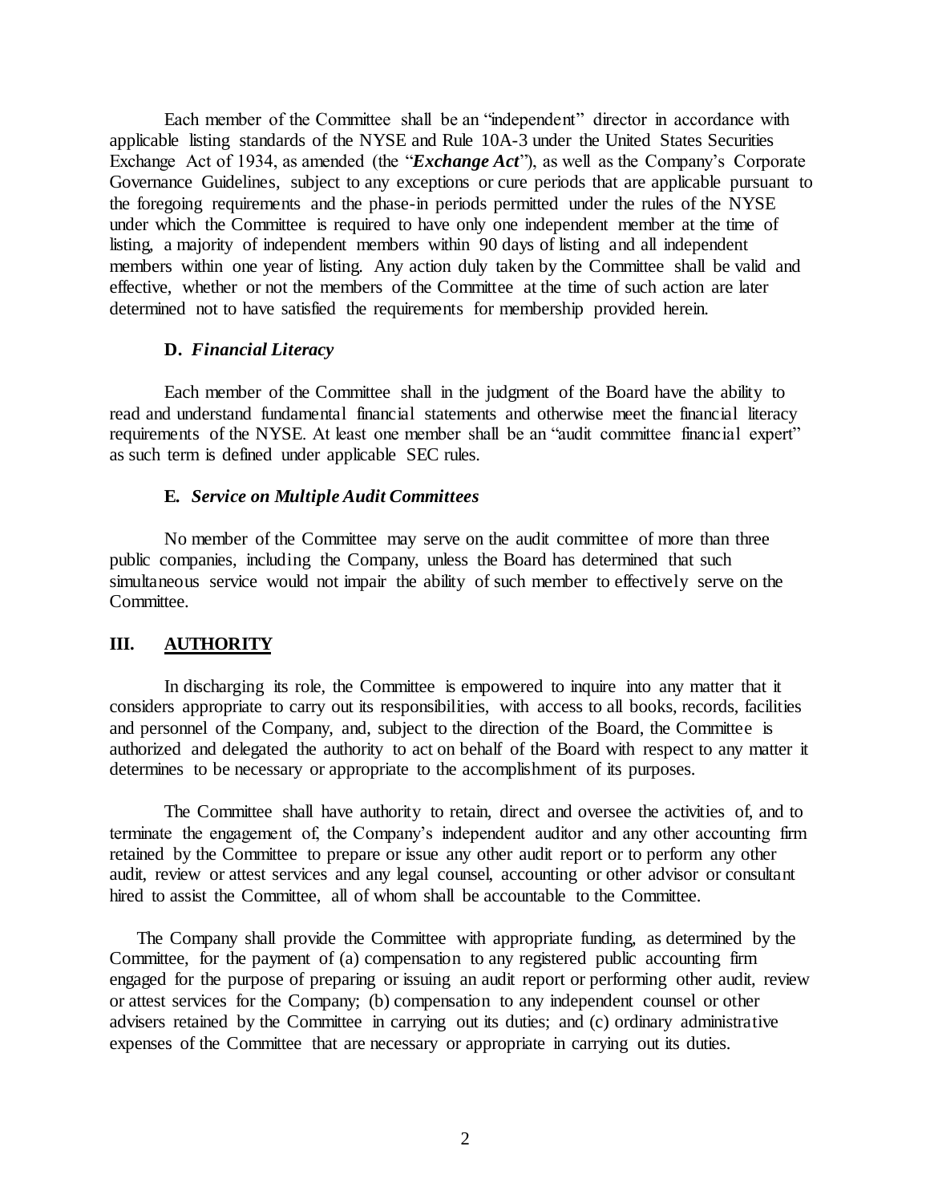Each member of the Committee shall be an "independent" director in accordance with applicable listing standards of the NYSE and Rule 10A-3 under the United States Securities Exchange Act of 1934, as amended (the "***Exchange Act***"), as well as the Company's Corporate Governance Guidelines, subject to any exceptions or cure periods that are applicable pursuant to the foregoing requirements and the phase-in periods permitted under the rules of the NYSE under which the Committee is required to have only one independent member at the time of listing, a majority of independent members within 90 days of listing and all independent members within one year of listing. Any action duly taken by the Committee shall be valid and effective, whether or not the members of the Committee at the time of such action are later determined not to have satisfied the requirements for membership provided herein.

### D. *Financial Literacy*

Each member of the Committee shall in the judgment of the Board have the ability to read and understand fundamental financial statements and otherwise meet the financial literacy requirements of the NYSE. At least one member shall be an "audit committee financial expert" as such term is defined under applicable SEC rules.

### E. *Service on Multiple Audit Committees*

No member of the Committee may serve on the audit committee of more than three public companies, including the Company, unless the Board has determined that such simultaneous service would not impair the ability of such member to effectively serve on the Committee.

## III. AUTHORITY

In discharging its role, the Committee is empowered to inquire into any matter that it considers appropriate to carry out its responsibilities, with access to all books, records, facilities and personnel of the Company, and, subject to the direction of the Board, the Committee is authorized and delegated the authority to act on behalf of the Board with respect to any matter it determines to be necessary or appropriate to the accomplishment of its purposes.

The Committee shall have authority to retain, direct and oversee the activities of, and to terminate the engagement of, the Company's independent auditor and any other accounting firm retained by the Committee to prepare or issue any other audit report or to perform any other audit, review or attest services and any legal counsel, accounting or other advisor or consultant hired to assist the Committee, all of whom shall be accountable to the Committee.

The Company shall provide the Committee with appropriate funding, as determined by the Committee, for the payment of (a) compensation to any registered public accounting firm engaged for the purpose of preparing or issuing an audit report or performing other audit, review or attest services for the Company; (b) compensation to any independent counsel or other advisers retained by the Committee in carrying out its duties; and (c) ordinary administrative expenses of the Committee that are necessary or appropriate in carrying out its duties.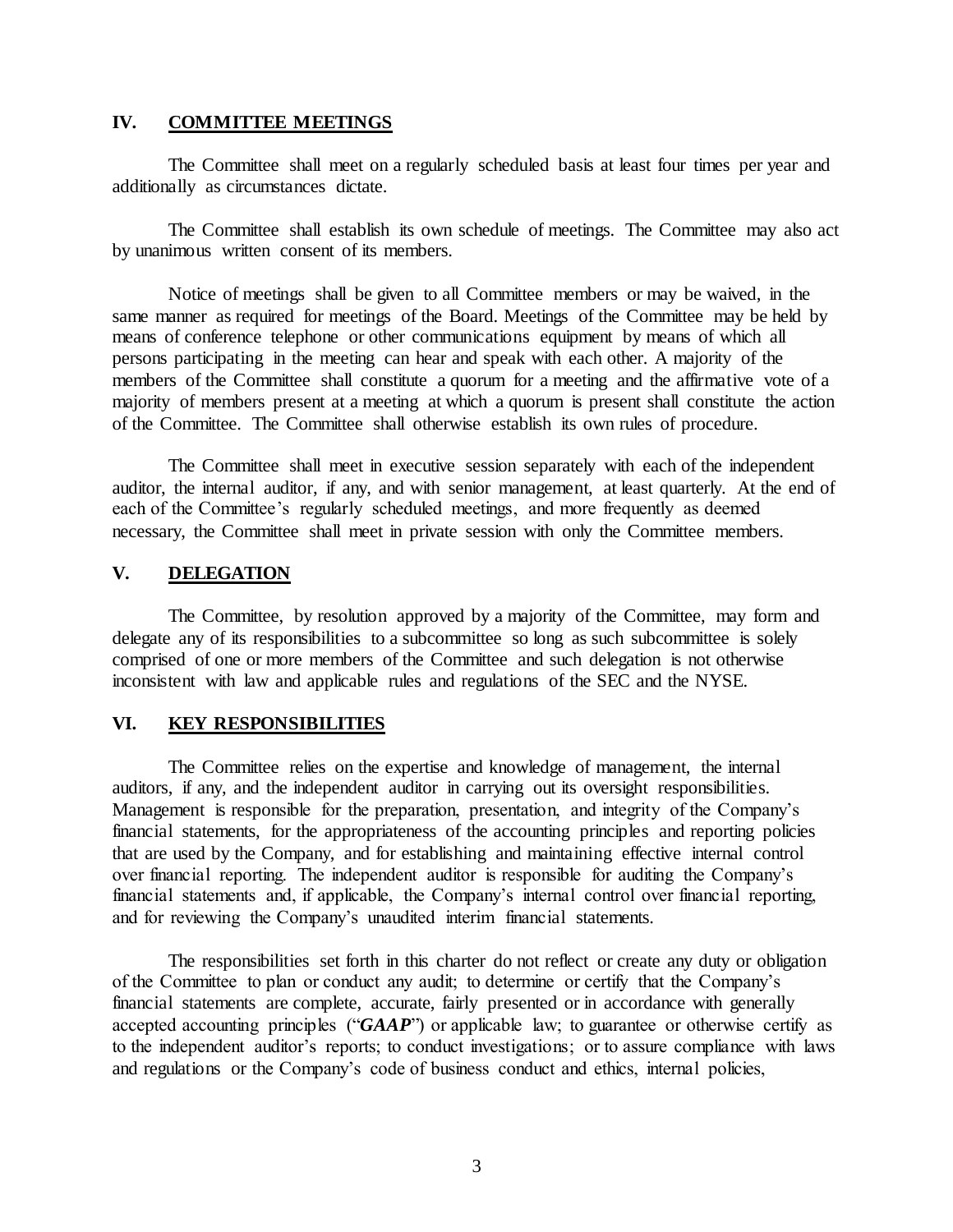## IV. COMMITTEE MEETINGS

The Committee shall meet on a regularly scheduled basis at least four times per year and additionally as circumstances dictate.

The Committee shall establish its own schedule of meetings. The Committee may also act by unanimous written consent of its members.

Notice of meetings shall be given to all Committee members or may be waived, in the same manner as required for meetings of the Board. Meetings of the Committee may be held by means of conference telephone or other communications equipment by means of which all persons participating in the meeting can hear and speak with each other. A majority of the members of the Committee shall constitute a quorum for a meeting and the affirmative vote of a majority of members present at a meeting at which a quorum is present shall constitute the action of the Committee. The Committee shall otherwise establish its own rules of procedure.

The Committee shall meet in executive session separately with each of the independent auditor, the internal auditor, if any, and with senior management, at least quarterly. At the end of each of the Committee's regularly scheduled meetings, and more frequently as deemed necessary, the Committee shall meet in private session with only the Committee members.

## V. DELEGATION

The Committee, by resolution approved by a majority of the Committee, may form and delegate any of its responsibilities to a subcommittee so long as such subcommittee is solely comprised of one or more members of the Committee and such delegation is not otherwise inconsistent with law and applicable rules and regulations of the SEC and the NYSE.

## VI. KEY RESPONSIBILITIES

The Committee relies on the expertise and knowledge of management, the internal auditors, if any, and the independent auditor in carrying out its oversight responsibilities. Management is responsible for the preparation, presentation, and integrity of the Company's financial statements, for the appropriateness of the accounting principles and reporting policies that are used by the Company, and for establishing and maintaining effective internal control over financial reporting. The independent auditor is responsible for auditing the Company's financial statements and, if applicable, the Company's internal control over financial reporting, and for reviewing the Company's unaudited interim financial statements.

The responsibilities set forth in this charter do not reflect or create any duty or obligation of the Committee to plan or conduct any audit; to determine or certify that the Company's financial statements are complete, accurate, fairly presented or in accordance with generally accepted accounting principles ("***GAAP***") or applicable law; to guarantee or otherwise certify as to the independent auditor's reports; to conduct investigations; or to assure compliance with laws and regulations or the Company's code of business conduct and ethics, internal policies,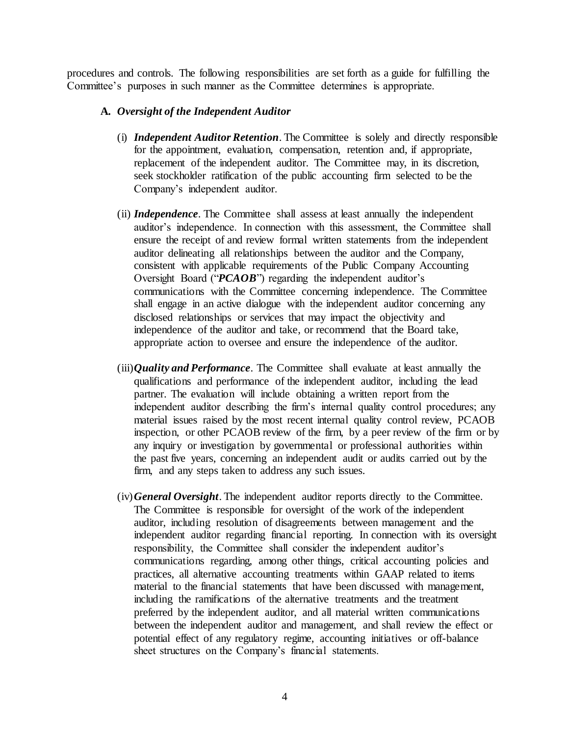procedures and controls. The following responsibilities are set forth as a guide for fulfilling the Committee's purposes in such manner as the Committee determines is appropriate.

**A.** ***Oversight of the Independent Auditor***

(i) ***Independent Auditor Retention***. The Committee is solely and directly responsible for the appointment, evaluation, compensation, retention and, if appropriate, replacement of the independent auditor. The Committee may, in its discretion, seek stockholder ratification of the public accounting firm selected to be the Company's independent auditor.

(ii) ***Independence***. The Committee shall assess at least annually the independent auditor's independence. In connection with this assessment, the Committee shall ensure the receipt of and review formal written statements from the independent auditor delineating all relationships between the auditor and the Company, consistent with applicable requirements of the Public Company Accounting Oversight Board ("***PCAOB***") regarding the independent auditor's communications with the Committee concerning independence. The Committee shall engage in an active dialogue with the independent auditor concerning any disclosed relationships or services that may impact the objectivity and independence of the auditor and take, or recommend that the Board take, appropriate action to oversee and ensure the independence of the auditor.

(iii) ***Quality and Performance***. The Committee shall evaluate at least annually the qualifications and performance of the independent auditor, including the lead partner. The evaluation will include obtaining a written report from the independent auditor describing the firm's internal quality control procedures; any material issues raised by the most recent internal quality control review, PCAOB inspection, or other PCAOB review of the firm, by a peer review of the firm or by any inquiry or investigation by governmental or professional authorities within the past five years, concerning an independent audit or audits carried out by the firm, and any steps taken to address any such issues.

(iv) ***General Oversight***. The independent auditor reports directly to the Committee. The Committee is responsible for oversight of the work of the independent auditor, including resolution of disagreements between management and the independent auditor regarding financial reporting. In connection with its oversight responsibility, the Committee shall consider the independent auditor's communications regarding, among other things, critical accounting policies and practices, all alternative accounting treatments within GAAP related to items material to the financial statements that have been discussed with management, including the ramifications of the alternative treatments and the treatment preferred by the independent auditor, and all material written communications between the independent auditor and management, and shall review the effect or potential effect of any regulatory regime, accounting initiatives or off-balance sheet structures on the Company's financial statements.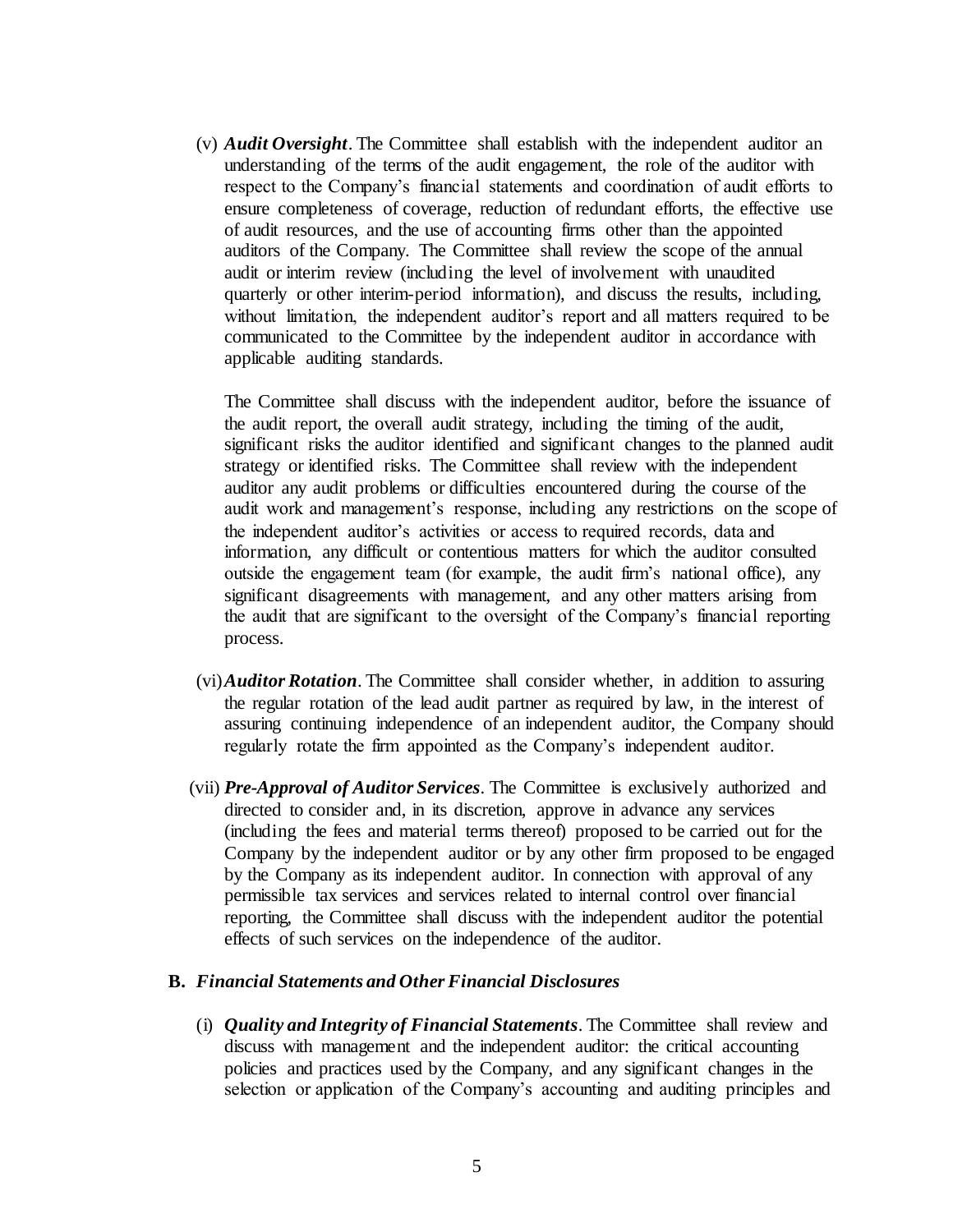(v) ***Audit Oversight***. The Committee shall establish with the independent auditor an understanding of the terms of the audit engagement, the role of the auditor with respect to the Company's financial statements and coordination of audit efforts to ensure completeness of coverage, reduction of redundant efforts, the effective use of audit resources, and the use of accounting firms other than the appointed auditors of the Company. The Committee shall review the scope of the annual audit or interim review (including the level of involvement with unaudited quarterly or other interim-period information), and discuss the results, including, without limitation, the independent auditor's report and all matters required to be communicated to the Committee by the independent auditor in accordance with applicable auditing standards.

The Committee shall discuss with the independent auditor, before the issuance of the audit report, the overall audit strategy, including the timing of the audit, significant risks the auditor identified and significant changes to the planned audit strategy or identified risks. The Committee shall review with the independent auditor any audit problems or difficulties encountered during the course of the audit work and management's response, including any restrictions on the scope of the independent auditor's activities or access to required records, data and information, any difficult or contentious matters for which the auditor consulted outside the engagement team (for example, the audit firm's national office), any significant disagreements with management, and any other matters arising from the audit that are significant to the oversight of the Company's financial reporting process.

(vi) ***Auditor Rotation***. The Committee shall consider whether, in addition to assuring the regular rotation of the lead audit partner as required by law, in the interest of assuring continuing independence of an independent auditor, the Company should regularly rotate the firm appointed as the Company's independent auditor.

(vii) ***Pre-Approval of Auditor Services***. The Committee is exclusively authorized and directed to consider and, in its discretion, approve in advance any services (including the fees and material terms thereof) proposed to be carried out for the Company by the independent auditor or by any other firm proposed to be engaged by the Company as its independent auditor. In connection with approval of any permissible tax services and services related to internal control over financial reporting, the Committee shall discuss with the independent auditor the potential effects of such services on the independence of the auditor.

**B.** ***Financial Statements and Other Financial Disclosures***

(i) ***Quality and Integrity of Financial Statements***. The Committee shall review and discuss with management and the independent auditor: the critical accounting policies and practices used by the Company, and any significant changes in the selection or application of the Company's accounting and auditing principles and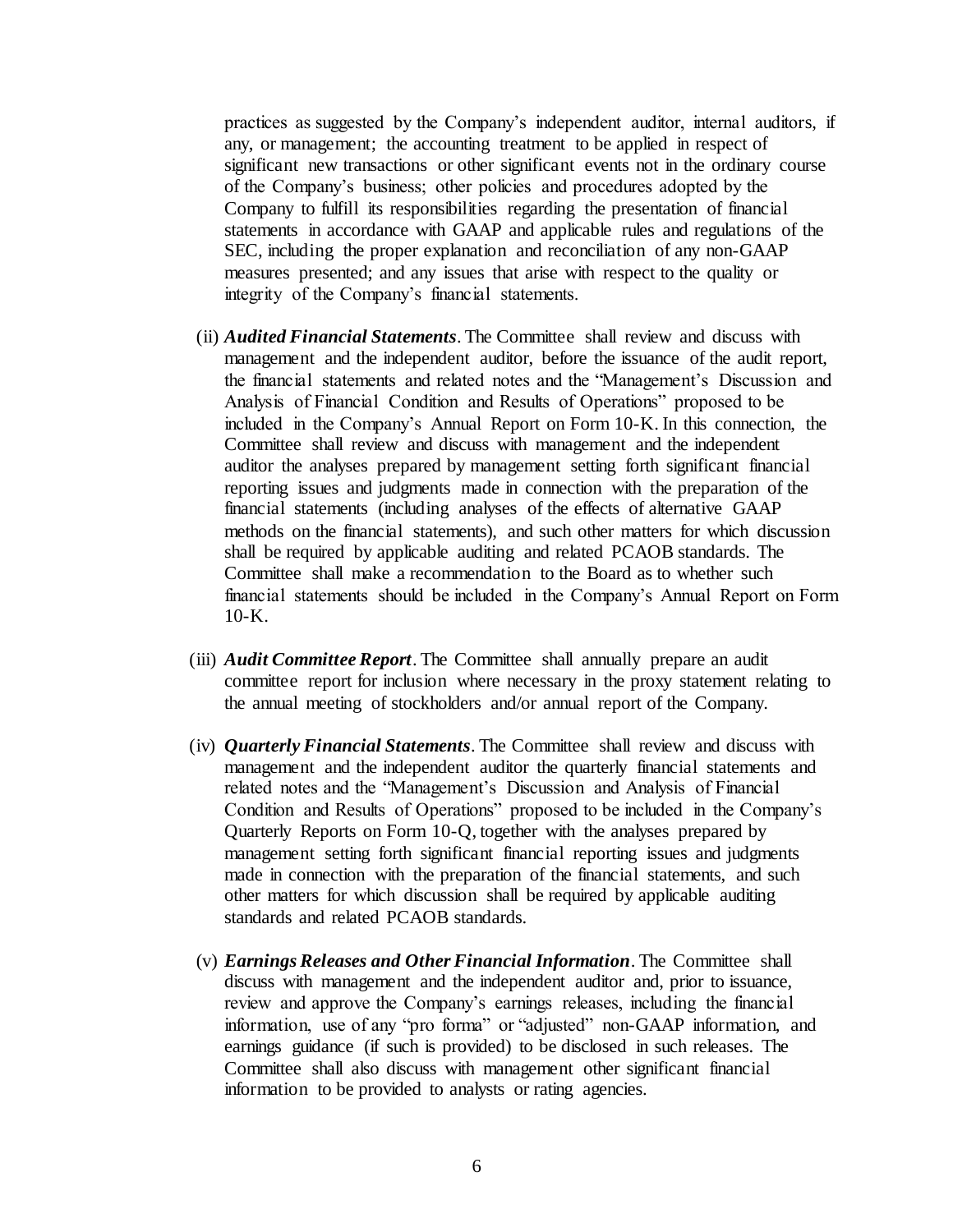practices as suggested by the Company's independent auditor, internal auditors, if any, or management; the accounting treatment to be applied in respect of significant new transactions or other significant events not in the ordinary course of the Company's business; other policies and procedures adopted by the Company to fulfill its responsibilities regarding the presentation of financial statements in accordance with GAAP and applicable rules and regulations of the SEC, including the proper explanation and reconciliation of any non-GAAP measures presented; and any issues that arise with respect to the quality or integrity of the Company's financial statements.

(ii) ***Audited Financial Statements***. The Committee shall review and discuss with management and the independent auditor, before the issuance of the audit report, the financial statements and related notes and the "Management's Discussion and Analysis of Financial Condition and Results of Operations" proposed to be included in the Company's Annual Report on Form 10-K. In this connection, the Committee shall review and discuss with management and the independent auditor the analyses prepared by management setting forth significant financial reporting issues and judgments made in connection with the preparation of the financial statements (including analyses of the effects of alternative GAAP methods on the financial statements), and such other matters for which discussion shall be required by applicable auditing and related PCAOB standards. The Committee shall make a recommendation to the Board as to whether such financial statements should be included in the Company's Annual Report on Form 10-K.

(iii) ***Audit Committee Report***. The Committee shall annually prepare an audit committee report for inclusion where necessary in the proxy statement relating to the annual meeting of stockholders and/or annual report of the Company.

(iv) ***Quarterly Financial Statements***. The Committee shall review and discuss with management and the independent auditor the quarterly financial statements and related notes and the "Management's Discussion and Analysis of Financial Condition and Results of Operations" proposed to be included in the Company's Quarterly Reports on Form 10-Q, together with the analyses prepared by management setting forth significant financial reporting issues and judgments made in connection with the preparation of the financial statements, and such other matters for which discussion shall be required by applicable auditing standards and related PCAOB standards.

(v) ***Earnings Releases and Other Financial Information***. The Committee shall discuss with management and the independent auditor and, prior to issuance, review and approve the Company's earnings releases, including the financial information, use of any "pro forma" or "adjusted" non-GAAP information, and earnings guidance (if such is provided) to be disclosed in such releases. The Committee shall also discuss with management other significant financial information to be provided to analysts or rating agencies.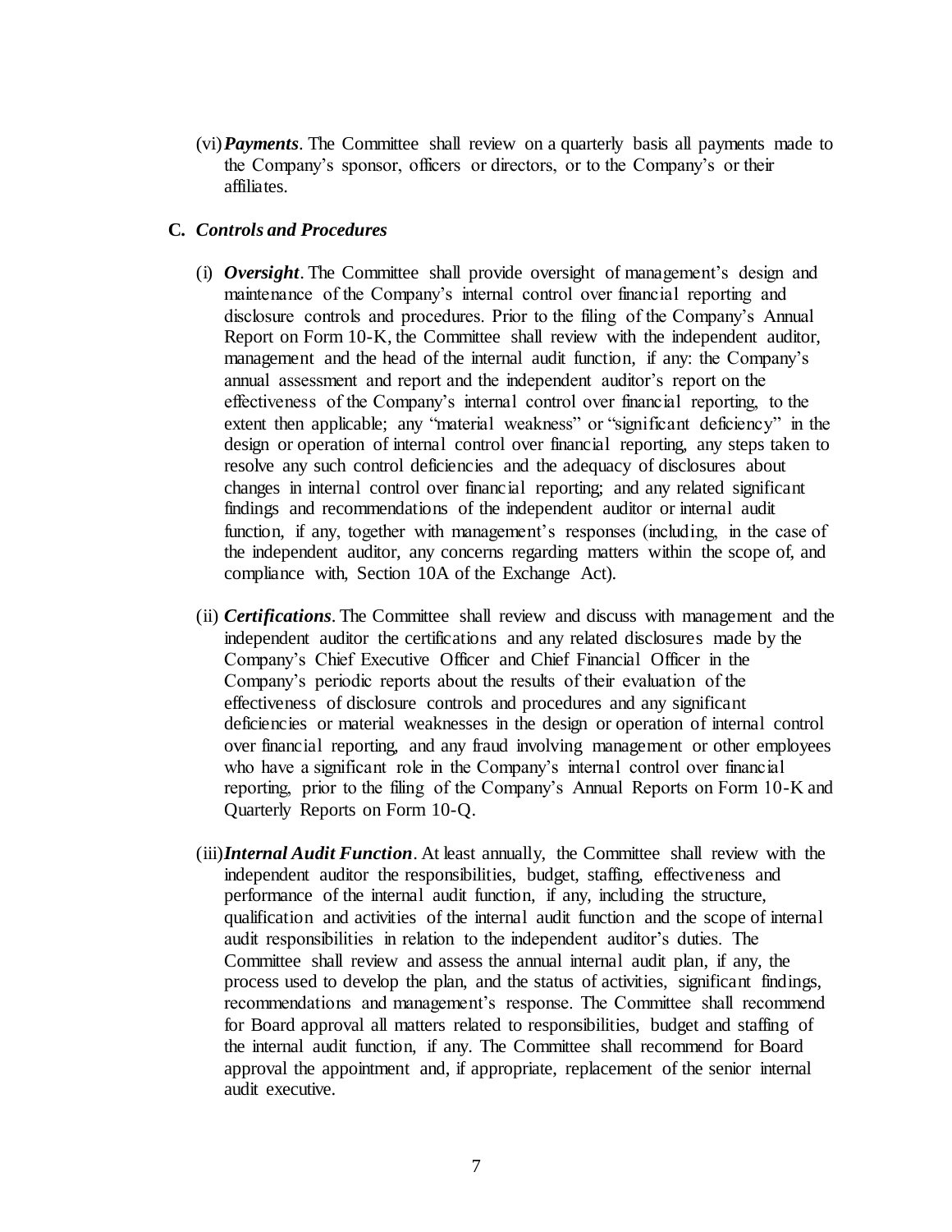(vi) ***Payments***. The Committee shall review on a quarterly basis all payments made to the Company's sponsor, officers or directors, or to the Company's or their affiliates.

**C.** ***Controls and Procedures***

(i) ***Oversight***. The Committee shall provide oversight of management's design and maintenance of the Company's internal control over financial reporting and disclosure controls and procedures. Prior to the filing of the Company's Annual Report on Form 10-K, the Committee shall review with the independent auditor, management and the head of the internal audit function, if any: the Company's annual assessment and report and the independent auditor's report on the effectiveness of the Company's internal control over financial reporting, to the extent then applicable; any "material weakness" or "significant deficiency" in the design or operation of internal control over financial reporting, any steps taken to resolve any such control deficiencies and the adequacy of disclosures about changes in internal control over financial reporting; and any related significant findings and recommendations of the independent auditor or internal audit function, if any, together with management's responses (including, in the case of the independent auditor, any concerns regarding matters within the scope of, and compliance with, Section 10A of the Exchange Act).

(ii) ***Certifications***. The Committee shall review and discuss with management and the independent auditor the certifications and any related disclosures made by the Company's Chief Executive Officer and Chief Financial Officer in the Company's periodic reports about the results of their evaluation of the effectiveness of disclosure controls and procedures and any significant deficiencies or material weaknesses in the design or operation of internal control over financial reporting, and any fraud involving management or other employees who have a significant role in the Company's internal control over financial reporting, prior to the filing of the Company's Annual Reports on Form 10-K and Quarterly Reports on Form 10-Q.

(iii) ***Internal Audit Function***. At least annually, the Committee shall review with the independent auditor the responsibilities, budget, staffing, effectiveness and performance of the internal audit function, if any, including the structure, qualification and activities of the internal audit function and the scope of internal audit responsibilities in relation to the independent auditor's duties. The Committee shall review and assess the annual internal audit plan, if any, the process used to develop the plan, and the status of activities, significant findings, recommendations and management's response. The Committee shall recommend for Board approval all matters related to responsibilities, budget and staffing of the internal audit function, if any. The Committee shall recommend for Board approval the appointment and, if appropriate, replacement of the senior internal audit executive.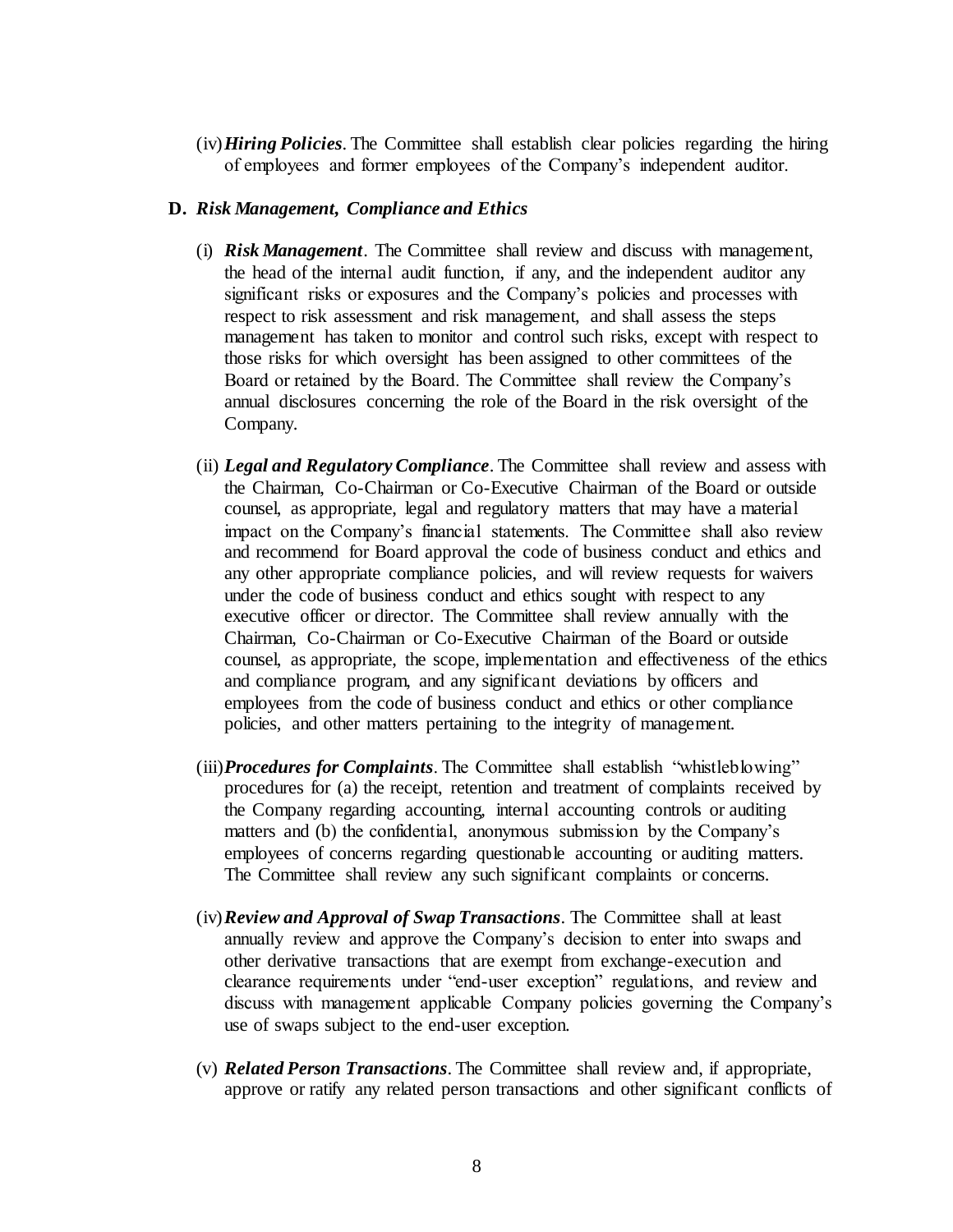(iv) ***Hiring Policies***. The Committee shall establish clear policies regarding the hiring of employees and former employees of the Company's independent auditor.

**D.** ***Risk Management, Compliance and Ethics***

(i) ***Risk Management***. The Committee shall review and discuss with management, the head of the internal audit function, if any, and the independent auditor any significant risks or exposures and the Company's policies and processes with respect to risk assessment and risk management, and shall assess the steps management has taken to monitor and control such risks, except with respect to those risks for which oversight has been assigned to other committees of the Board or retained by the Board. The Committee shall review the Company's annual disclosures concerning the role of the Board in the risk oversight of the Company.

(ii) ***Legal and Regulatory Compliance***. The Committee shall review and assess with the Chairman, Co-Chairman or Co-Executive Chairman of the Board or outside counsel, as appropriate, legal and regulatory matters that may have a material impact on the Company's financial statements. The Committee shall also review and recommend for Board approval the code of business conduct and ethics and any other appropriate compliance policies, and will review requests for waivers under the code of business conduct and ethics sought with respect to any executive officer or director. The Committee shall review annually with the Chairman, Co-Chairman or Co-Executive Chairman of the Board or outside counsel, as appropriate, the scope, implementation and effectiveness of the ethics and compliance program, and any significant deviations by officers and employees from the code of business conduct and ethics or other compliance policies, and other matters pertaining to the integrity of management.

(iii) ***Procedures for Complaints***. The Committee shall establish "whistleblowing" procedures for (a) the receipt, retention and treatment of complaints received by the Company regarding accounting, internal accounting controls or auditing matters and (b) the confidential, anonymous submission by the Company's employees of concerns regarding questionable accounting or auditing matters. The Committee shall review any such significant complaints or concerns.

(iv) ***Review and Approval of Swap Transactions***. The Committee shall at least annually review and approve the Company's decision to enter into swaps and other derivative transactions that are exempt from exchange-execution and clearance requirements under "end-user exception" regulations, and review and discuss with management applicable Company policies governing the Company's use of swaps subject to the end-user exception.

(v) ***Related Person Transactions***. The Committee shall review and, if appropriate, approve or ratify any related person transactions and other significant conflicts of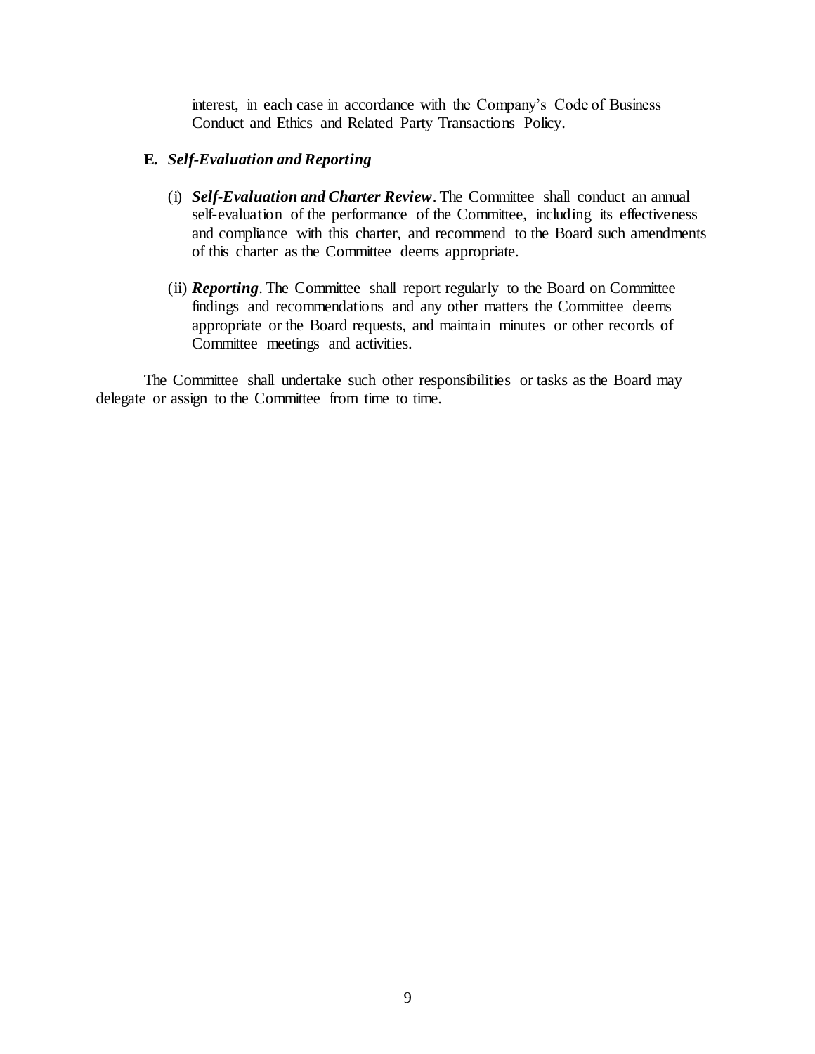interest, in each case in accordance with the Company's Code of Business Conduct and Ethics and Related Party Transactions Policy.

**E.** ***Self-Evaluation and Reporting***

(i) ***Self-Evaluation and Charter Review***. The Committee shall conduct an annual self-evaluation of the performance of the Committee, including its effectiveness and compliance with this charter, and recommend to the Board such amendments of this charter as the Committee deems appropriate.

(ii) ***Reporting***. The Committee shall report regularly to the Board on Committee findings and recommendations and any other matters the Committee deems appropriate or the Board requests, and maintain minutes or other records of Committee meetings and activities.

The Committee shall undertake such other responsibilities or tasks as the Board may delegate or assign to the Committee from time to time.